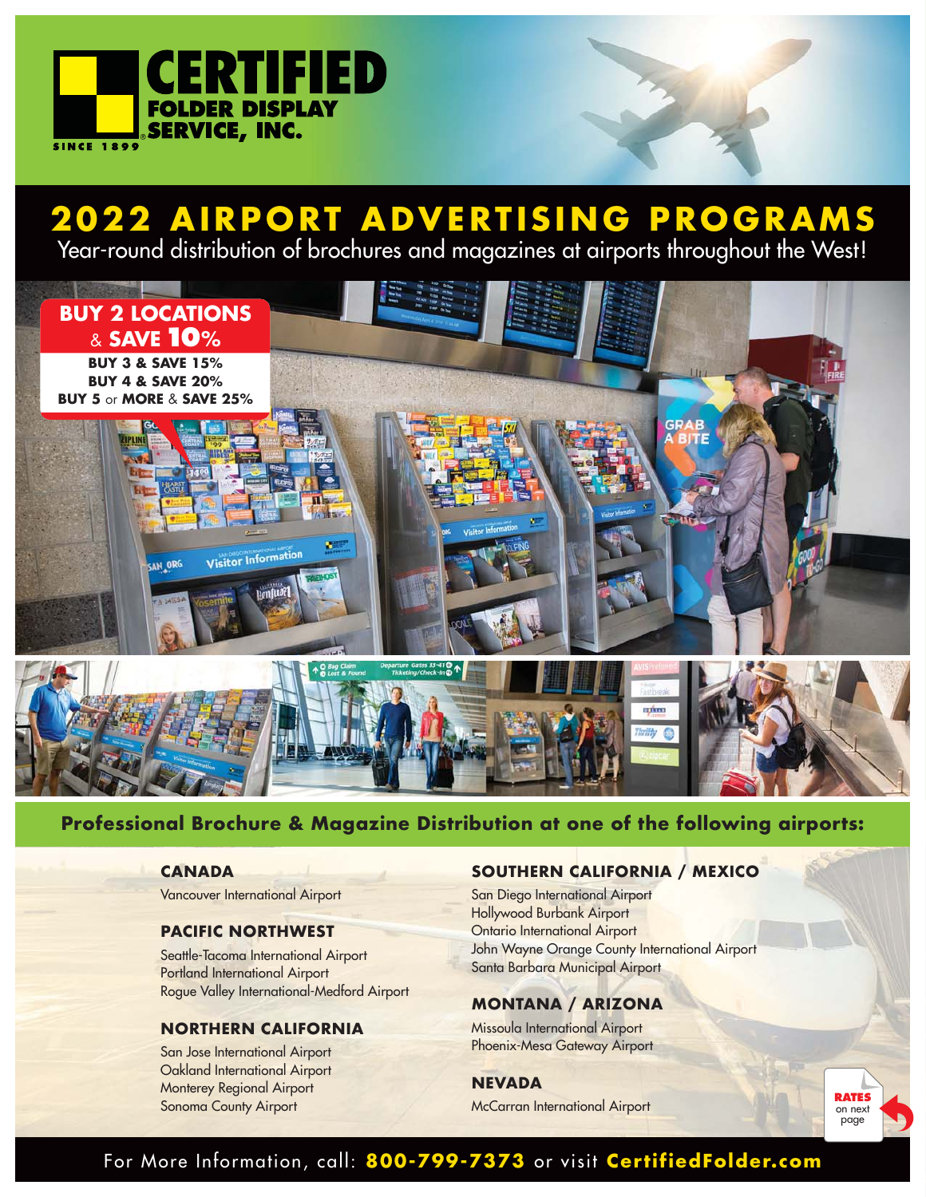# CERTIFIED FOLDER DISPLAY SERVICE, INC.

SINCE 1899

# 2022 AIRPORT ADVERTISING PROGRAMS

Year-round distribution of brochures and magazines at airports throughout the West!

**BUY 2 LOCATIONS & SAVE 10%**

**BUY 3 & SAVE 15%**

**BUY 4 & SAVE 20%**

**BUY 5 or MORE & SAVE 25%**

## Professional Brochure & Magazine Distribution at one of the following airports:

### CANADA

Vancouver International Airport

### PACIFIC NORTHWEST

Seattle-Tacoma International Airport
Portland International Airport
Rogue Valley International-Medford Airport

### NORTHERN CALIFORNIA

San Jose International Airport
Oakland International Airport
Monterey Regional Airport
Sonoma County Airport

### SOUTHERN CALIFORNIA / MEXICO

San Diego International Airport
Hollywood Burbank Airport
Ontario International Airport
John Wayne Orange County International Airport
Santa Barbara Municipal Airport

### MONTANA / ARIZONA

Missoula International Airport
Phoenix-Mesa Gateway Airport

### NEVADA

McCarran International Airport

**RATES** on next page

For More Information, call: **800-799-7373** or visit **CertifiedFolder.com**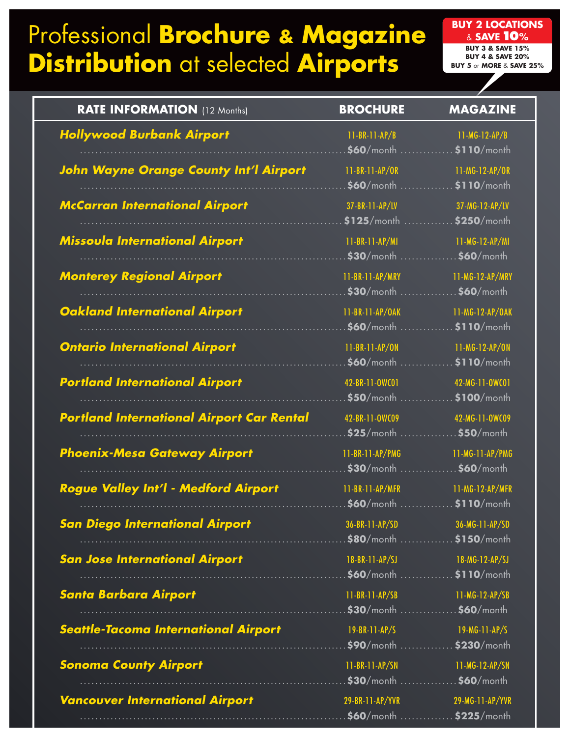# Professional **Brochure & Magazine Distribution** at selected **Airports**

**BUY 2 LOCATIONS & SAVE 10%**
BUY 3 & SAVE 15%
BUY 4 & SAVE 20%
BUY 5 or MORE & SAVE 25%

| RATE INFORMATION (12 Months) | BROCHURE | MAGAZINE |
|---|---|---|
| ***Hollywood Burbank Airport*** | 11-BR-11-AP/B **$60**/month | 11-MG-12-AP/B **$110**/month |
| ***John Wayne Orange County Int'l Airport*** | 11-BR-11-AP/OR **$60**/month | 11-MG-12-AP/OR **$110**/month |
| ***McCarran International Airport*** | 37-BR-11-AP/LV **$125**/month | 37-MG-12-AP/LV **$250**/month |
| ***Missoula International Airport*** | 11-BR-11-AP/MI **$30**/month | 11-MG-12-AP/MI **$60**/month |
| ***Monterey Regional Airport*** | 11-BR-11-AP/MRY **$30**/month | 11-MG-12-AP/MRY **$60**/month |
| ***Oakland International Airport*** | 11-BR-11-AP/OAK **$60**/month | 11-MG-12-AP/OAK **$110**/month |
| ***Ontario International Airport*** | 11-BR-11-AP/ON **$60**/month | 11-MG-12-AP/ON **$110**/month |
| ***Portland International Airport*** | 42-BR-11-OWC01 **$50**/month | 42-MG-11-OWC01 **$100**/month |
| ***Portland International Airport Car Rental*** | 42-BR-11-OWC09 **$25**/month | 42-MG-11-OWC09 **$50**/month |
| ***Phoenix-Mesa Gateway Airport*** | 11-BR-11-AP/PMG **$30**/month | 11-MG-11-AP/PMG **$60**/month |
| ***Rogue Valley Int'l - Medford Airport*** | 11-BR-11-AP/MFR **$60**/month | 11-MG-12-AP/MFR **$110**/month |
| ***San Diego International Airport*** | 36-BR-11-AP/SD **$80**/month | 36-MG-11-AP/SD **$150**/month |
| ***San Jose International Airport*** | 18-BR-11-AP/SJ **$60**/month | 18-MG-12-AP/SJ **$110**/month |
| ***Santa Barbara Airport*** | 11-BR-11-AP/SB **$30**/month | 11-MG-12-AP/SB **$60**/month |
| ***Seattle-Tacoma International Airport*** | 19-BR-11-AP/S **$90**/month | 19-MG-11-AP/S **$230**/month |
| ***Sonoma County Airport*** | 11-BR-11-AP/SN **$30**/month | 11-MG-12-AP/SN **$60**/month |
| ***Vancouver International Airport*** | 29-BR-11-AP/YVR **$60**/month | 29-MG-11-AP/YVR **$225**/month |